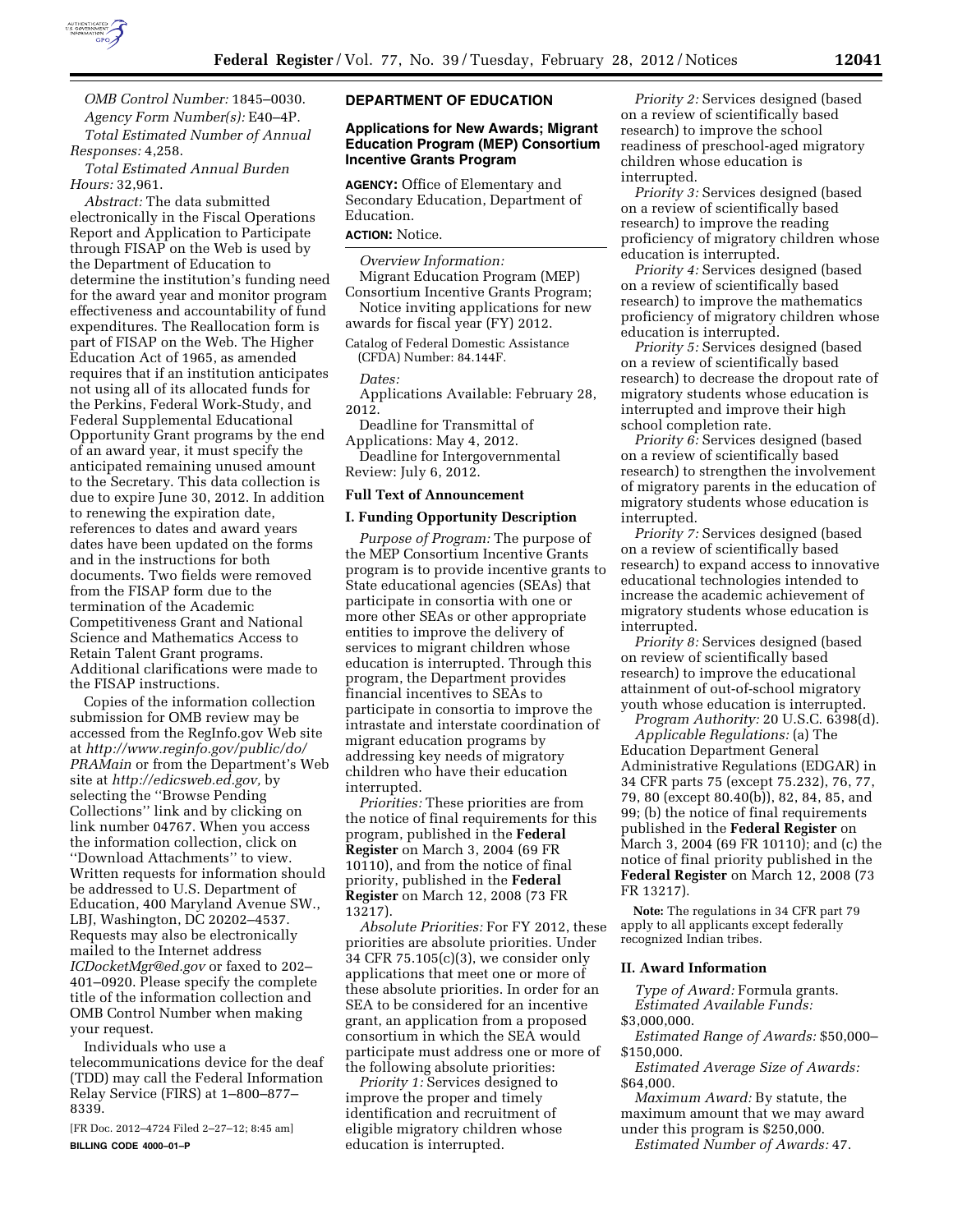*OMB Control Number:* 1845–0030.

*Agency Form Number(s):* E40–4P.

*Total Estimated Number of Annual Responses:* 4,258.

*Total Estimated Annual Burden Hours:* 32,961.

*Abstract:* The data submitted electronically in the Fiscal Operations Report and Application to Participate through FISAP on the Web is used by the Department of Education to determine the institution's funding need for the award year and monitor program effectiveness and accountability of fund expenditures. The Reallocation form is part of FISAP on the Web. The Higher Education Act of 1965, as amended requires that if an institution anticipates not using all of its allocated funds for the Perkins, Federal Work-Study, and Federal Supplemental Educational Opportunity Grant programs by the end of an award year, it must specify the anticipated remaining unused amount to the Secretary. This data collection is due to expire June 30, 2012. In addition to renewing the expiration date, references to dates and award years dates have been updated on the forms and in the instructions for both documents. Two fields were removed from the FISAP form due to the termination of the Academic Competitiveness Grant and National Science and Mathematics Access to Retain Talent Grant programs. Additional clarifications were made to the FISAP instructions.

Copies of the information collection submission for OMB review may be accessed from the RegInfo.gov Web site at *http://www.reginfo.gov/public/do/PRAMain* or from the Department's Web site at *http://edicsweb.ed.gov,* by selecting the ''Browse Pending Collections'' link and by clicking on link number 04767. When you access the information collection, click on ''Download Attachments'' to view. Written requests for information should be addressed to U.S. Department of Education, 400 Maryland Avenue SW., LBJ, Washington, DC 20202–4537. Requests may also be electronically mailed to the Internet address *ICDocketMgr@ed.gov* or faxed to 202–401–0920. Please specify the complete title of the information collection and OMB Control Number when making your request.

Individuals who use a telecommunications device for the deaf (TDD) may call the Federal Information Relay Service (FIRS) at 1–800–877–8339.

[FR Doc. 2012–4724 Filed 2–27–12; 8:45 am]

**BILLING CODE 4000–01–P**

## DEPARTMENT OF EDUCATION

### Applications for New Awards; Migrant Education Program (MEP) Consortium Incentive Grants Program

**AGENCY:** Office of Elementary and Secondary Education, Department of Education.

**ACTION:** Notice.

*Overview Information:*

Migrant Education Program (MEP) Consortium Incentive Grants Program;

Notice inviting applications for new awards for fiscal year (FY) 2012.

Catalog of Federal Domestic Assistance (CFDA) Number: 84.144F.

*Dates:*

Applications Available: February 28, 2012.

Deadline for Transmittal of Applications: May 4, 2012.

Deadline for Intergovernmental Review: July 6, 2012.

### Full Text of Announcement

### I. Funding Opportunity Description

*Purpose of Program:* The purpose of the MEP Consortium Incentive Grants program is to provide incentive grants to State educational agencies (SEAs) that participate in consortia with one or more other SEAs or other appropriate entities to improve the delivery of services to migrant children whose education is interrupted. Through this program, the Department provides financial incentives to SEAs to participate in consortia to improve the intrastate and interstate coordination of migrant education programs by addressing key needs of migratory children who have their education interrupted.

*Priorities:* These priorities are from the notice of final requirements for this program, published in the **Federal Register** on March 3, 2004 (69 FR 10110), and from the notice of final priority, published in the **Federal Register** on March 12, 2008 (73 FR 13217).

*Absolute Priorities:* For FY 2012, these priorities are absolute priorities. Under 34 CFR 75.105(c)(3), we consider only applications that meet one or more of these absolute priorities. In order for an SEA to be considered for an incentive grant, an application from a proposed consortium in which the SEA would participate must address one or more of the following absolute priorities:

*Priority 1:* Services designed to improve the proper and timely identification and recruitment of eligible migratory children whose education is interrupted.

*Priority 2:* Services designed (based on a review of scientifically based research) to improve the school readiness of preschool-aged migratory children whose education is interrupted.

*Priority 3:* Services designed (based on a review of scientifically based research) to improve the reading proficiency of migratory children whose education is interrupted.

*Priority 4:* Services designed (based on a review of scientifically based research) to improve the mathematics proficiency of migratory children whose education is interrupted.

*Priority 5:* Services designed (based on a review of scientifically based research) to decrease the dropout rate of migratory students whose education is interrupted and improve their high school completion rate.

*Priority 6:* Services designed (based on a review of scientifically based research) to strengthen the involvement of migratory parents in the education of migratory students whose education is interrupted.

*Priority 7:* Services designed (based on a review of scientifically based research) to expand access to innovative educational technologies intended to increase the academic achievement of migratory students whose education is interrupted.

*Priority 8:* Services designed (based on review of scientifically based research) to improve the educational attainment of out-of-school migratory youth whose education is interrupted.

*Program Authority:* 20 U.S.C. 6398(d).

*Applicable Regulations:* (a) The Education Department General Administrative Regulations (EDGAR) in 34 CFR parts 75 (except 75.232), 76, 77, 79, 80 (except 80.40(b)), 82, 84, 85, and 99; (b) the notice of final requirements published in the **Federal Register** on March 3, 2004 (69 FR 10110); and (c) the notice of final priority published in the **Federal Register** on March 12, 2008 (73 FR 13217).

**Note:** The regulations in 34 CFR part 79 apply to all applicants except federally recognized Indian tribes.

### II. Award Information

*Type of Award:* Formula grants.

*Estimated Available Funds:* $3,000,000.

*Estimated Range of Awards:* $50,000–$150,000.

*Estimated Average Size of Awards:* $64,000.

*Maximum Award:* By statute, the maximum amount that we may award under this program is $250,000.

*Estimated Number of Awards:* 47.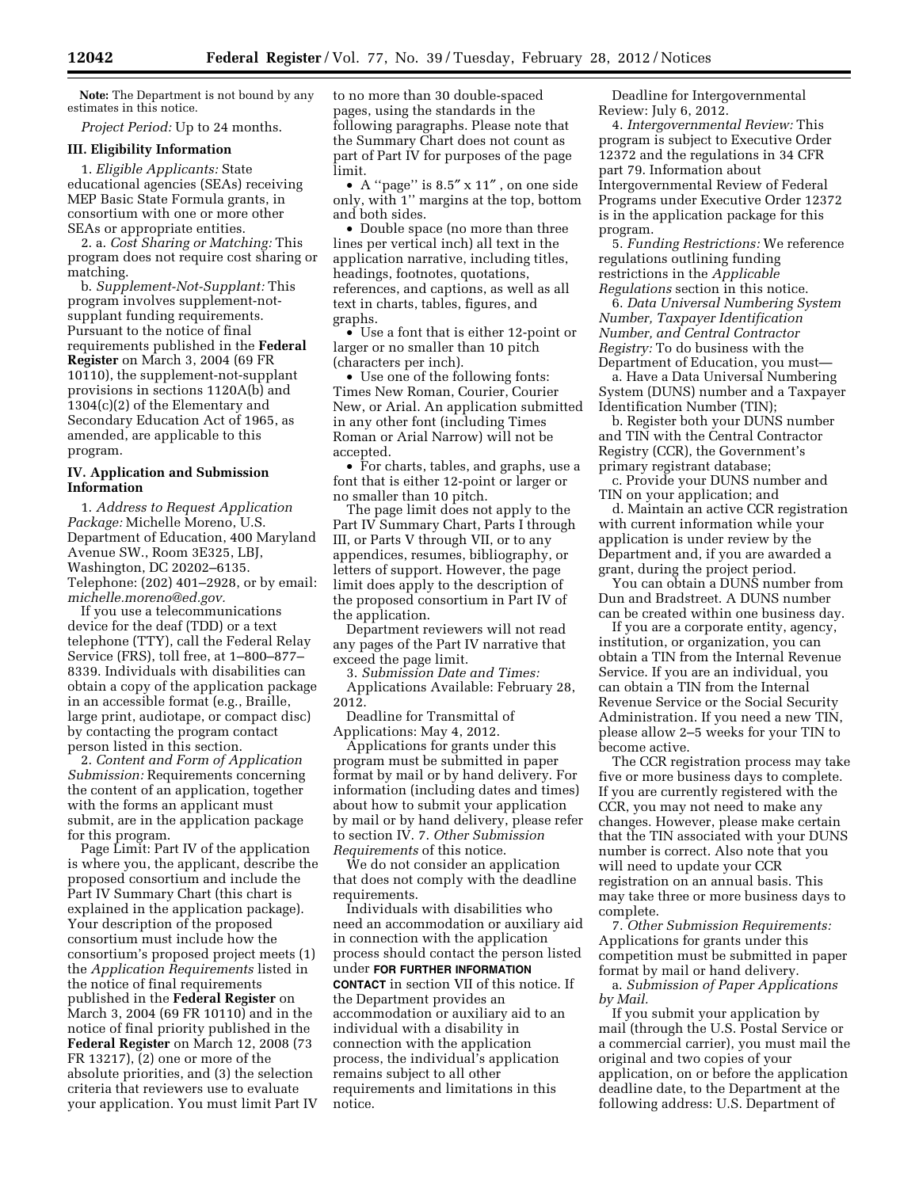**Note:** The Department is not bound by any estimates in this notice.

*Project Period:* Up to 24 months.

### III. Eligibility Information

1. *Eligible Applicants:* State educational agencies (SEAs) receiving MEP Basic State Formula grants, in consortium with one or more other SEAs or appropriate entities.

2. a. *Cost Sharing or Matching:* This program does not require cost sharing or matching.

b. *Supplement-Not-Supplant:* This program involves supplement-not-supplant funding requirements. Pursuant to the notice of final requirements published in the **Federal Register** on March 3, 2004 (69 FR 10110), the supplement-not-supplant provisions in sections 1120A(b) and 1304(c)(2) of the Elementary and Secondary Education Act of 1965, as amended, are applicable to this program.

### IV. Application and Submission Information

1. *Address to Request Application Package:* Michelle Moreno, U.S. Department of Education, 400 Maryland Avenue SW., Room 3E325, LBJ, Washington, DC 20202–6135. Telephone: (202) 401–2928, or by email: *michelle.moreno@ed.gov.*

If you use a telecommunications device for the deaf (TDD) or a text telephone (TTY), call the Federal Relay Service (FRS), toll free, at 1–800–877–8339. Individuals with disabilities can obtain a copy of the application package in an accessible format (e.g., Braille, large print, audiotape, or compact disc) by contacting the program contact person listed in this section.

2. *Content and Form of Application Submission:* Requirements concerning the content of an application, together with the forms an applicant must submit, are in the application package for this program.

Page Limit: Part IV of the application is where you, the applicant, describe the proposed consortium and include the Part IV Summary Chart (this chart is explained in the application package). Your description of the proposed consortium must include how the consortium's proposed project meets (1) the *Application Requirements* listed in the notice of final requirements published in the **Federal Register** on March 3, 2004 (69 FR 10110) and in the notice of final priority published in the **Federal Register** on March 12, 2008 (73 FR 13217), (2) one or more of the absolute priorities, and (3) the selection criteria that reviewers use to evaluate your application. You must limit Part IV to no more than 30 double-spaced pages, using the standards in the following paragraphs. Please note that the Summary Chart does not count as part of Part IV for purposes of the page limit.

- A ''page'' is 8.5″ x 11″, on one side only, with 1'' margins at the top, bottom and both sides.
- Double space (no more than three lines per vertical inch) all text in the application narrative, including titles, headings, footnotes, quotations, references, and captions, as well as all text in charts, tables, figures, and graphs.
- Use a font that is either 12-point or larger or no smaller than 10 pitch (characters per inch).
- Use one of the following fonts: Times New Roman, Courier, Courier New, or Arial. An application submitted in any other font (including Times Roman or Arial Narrow) will not be accepted.
- For charts, tables, and graphs, use a font that is either 12-point or larger or no smaller than 10 pitch.

The page limit does not apply to the Part IV Summary Chart, Parts I through III, or Parts V through VII, or to any appendices, resumes, bibliography, or letters of support. However, the page limit does apply to the description of the proposed consortium in Part IV of the application.

Department reviewers will not read any pages of the Part IV narrative that exceed the page limit.

3. *Submission Date and Times:*

Applications Available: February 28, 2012.

Deadline for Transmittal of Applications: May 4, 2012.

Applications for grants under this program must be submitted in paper format by mail or by hand delivery. For information (including dates and times) about how to submit your application by mail or by hand delivery, please refer to section IV. 7. *Other Submission Requirements* of this notice.

We do not consider an application that does not comply with the deadline requirements.

Individuals with disabilities who need an accommodation or auxiliary aid in connection with the application process should contact the person listed under **FOR FURTHER INFORMATION CONTACT** in section VII of this notice. If the Department provides an accommodation or auxiliary aid to an individual with a disability in connection with the application process, the individual's application remains subject to all other requirements and limitations in this notice.

Deadline for Intergovernmental Review: July 6, 2012.

4. *Intergovernmental Review:* This program is subject to Executive Order 12372 and the regulations in 34 CFR part 79. Information about Intergovernmental Review of Federal Programs under Executive Order 12372 is in the application package for this program.

5. *Funding Restrictions:* We reference regulations outlining funding restrictions in the *Applicable Regulations* section in this notice.

6. *Data Universal Numbering System Number, Taxpayer Identification Number, and Central Contractor Registry:* To do business with the Department of Education, you must—

a. Have a Data Universal Numbering System (DUNS) number and a Taxpayer Identification Number (TIN);

b. Register both your DUNS number and TIN with the Central Contractor Registry (CCR), the Government's primary registrant database;

c. Provide your DUNS number and TIN on your application; and

d. Maintain an active CCR registration with current information while your application is under review by the Department and, if you are awarded a grant, during the project period.

You can obtain a DUNS number from Dun and Bradstreet. A DUNS number can be created within one business day.

If you are a corporate entity, agency, institution, or organization, you can obtain a TIN from the Internal Revenue Service. If you are an individual, you can obtain a TIN from the Internal Revenue Service or the Social Security Administration. If you need a new TIN, please allow 2–5 weeks for your TIN to become active.

The CCR registration process may take five or more business days to complete. If you are currently registered with the CCR, you may not need to make any changes. However, please make certain that the TIN associated with your DUNS number is correct. Also note that you will need to update your CCR registration on an annual basis. This may take three or more business days to complete.

7. *Other Submission Requirements:* Applications for grants under this competition must be submitted in paper format by mail or hand delivery.

a. *Submission of Paper Applications by Mail.*

If you submit your application by mail (through the U.S. Postal Service or a commercial carrier), you must mail the original and two copies of your application, on or before the application deadline date, to the Department at the following address: U.S. Department of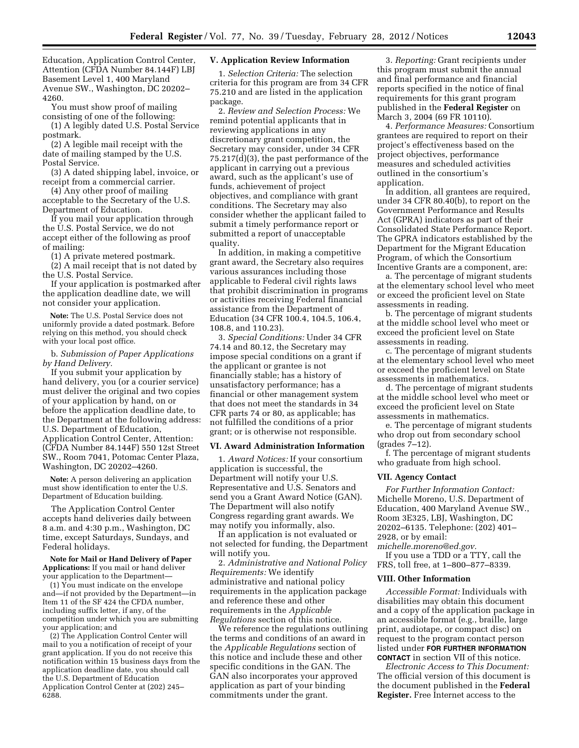Education, Application Control Center, Attention (CFDA Number 84.144F) LBJ Basement Level 1, 400 Maryland Avenue SW., Washington, DC 20202–4260.

You must show proof of mailing consisting of one of the following:

(1) A legibly dated U.S. Postal Service postmark.

(2) A legible mail receipt with the date of mailing stamped by the U.S. Postal Service.

(3) A dated shipping label, invoice, or receipt from a commercial carrier.

(4) Any other proof of mailing acceptable to the Secretary of the U.S. Department of Education.

If you mail your application through the U.S. Postal Service, we do not accept either of the following as proof of mailing:

(1) A private metered postmark.

(2) A mail receipt that is not dated by the U.S. Postal Service.

If your application is postmarked after the application deadline date, we will not consider your application.

**Note:** The U.S. Postal Service does not uniformly provide a dated postmark. Before relying on this method, you should check with your local post office.

b. *Submission of Paper Applications by Hand Delivery.*

If you submit your application by hand delivery, you (or a courier service) must deliver the original and two copies of your application by hand, on or before the application deadline date, to the Department at the following address: U.S. Department of Education, Application Control Center, Attention: (CFDA Number 84.144F) 550 12st Street SW., Room 7041, Potomac Center Plaza, Washington, DC 20202–4260.

**Note:** A person delivering an application must show identification to enter the U.S. Department of Education building.

The Application Control Center accepts hand deliveries daily between 8 a.m. and 4:30 p.m., Washington, DC time, except Saturdays, Sundays, and Federal holidays.

**Note for Mail or Hand Delivery of Paper Applications:** If you mail or hand deliver your application to the Department—

(1) You must indicate on the envelope and—if not provided by the Department—in Item 11 of the SF 424 the CFDA number, including suffix letter, if any, of the competition under which you are submitting your application; and

(2) The Application Control Center will mail to you a notification of receipt of your grant application. If you do not receive this notification within 15 business days from the application deadline date, you should call the U.S. Department of Education Application Control Center at (202) 245–6288.

### V. Application Review Information

1. *Selection Criteria:* The selection criteria for this program are from 34 CFR 75.210 and are listed in the application package.

2. *Review and Selection Process:* We remind potential applicants that in reviewing applications in any discretionary grant competition, the Secretary may consider, under 34 CFR 75.217(d)(3), the past performance of the applicant in carrying out a previous award, such as the applicant's use of funds, achievement of project objectives, and compliance with grant conditions. The Secretary may also consider whether the applicant failed to submit a timely performance report or submitted a report of unacceptable quality.

In addition, in making a competitive grant award, the Secretary also requires various assurances including those applicable to Federal civil rights laws that prohibit discrimination in programs or activities receiving Federal financial assistance from the Department of Education (34 CFR 100.4, 104.5, 106.4, 108.8, and 110.23).

3. *Special Conditions:* Under 34 CFR 74.14 and 80.12, the Secretary may impose special conditions on a grant if the applicant or grantee is not financially stable; has a history of unsatisfactory performance; has a financial or other management system that does not meet the standards in 34 CFR parts 74 or 80, as applicable; has not fulfilled the conditions of a prior grant; or is otherwise not responsible.

### VI. Award Administration Information

1. *Award Notices:* If your consortium application is successful, the Department will notify your U.S. Representative and U.S. Senators and send you a Grant Award Notice (GAN). The Department will also notify Congress regarding grant awards. We may notify you informally, also.

If an application is not evaluated or not selected for funding, the Department will notify you.

2. *Administrative and National Policy Requirements:* We identify administrative and national policy requirements in the application package and reference these and other requirements in the *Applicable Regulations* section of this notice.

We reference the regulations outlining the terms and conditions of an award in the *Applicable Regulations* section of this notice and include these and other specific conditions in the GAN. The GAN also incorporates your approved application as part of your binding commitments under the grant.

3. *Reporting:* Grant recipients under this program must submit the annual and final performance and financial reports specified in the notice of final requirements for this grant program published in the **Federal Register** on March 3, 2004 (69 FR 10110).

4. *Performance Measures:* Consortium grantees are required to report on their project's effectiveness based on the project objectives, performance measures and scheduled activities outlined in the consortium's application.

In addition, all grantees are required, under 34 CFR 80.40(b), to report on the Government Performance and Results Act (GPRA) indicators as part of their Consolidated State Performance Report. The GPRA indicators established by the Department for the Migrant Education Program, of which the Consortium Incentive Grants are a component, are:

a. The percentage of migrant students at the elementary school level who meet or exceed the proficient level on State assessments in reading.

b. The percentage of migrant students at the middle school level who meet or exceed the proficient level on State assessments in reading.

c. The percentage of migrant students at the elementary school level who meet or exceed the proficient level on State assessments in mathematics.

d. The percentage of migrant students at the middle school level who meet or exceed the proficient level on State assessments in mathematics.

e. The percentage of migrant students who drop out from secondary school (grades 7–12).

f. The percentage of migrant students who graduate from high school.

### VII. Agency Contact

*For Further Information Contact:* Michelle Moreno, U.S. Department of Education, 400 Maryland Avenue SW., Room 3E325, LBJ, Washington, DC 20202–6135. Telephone: (202) 401–2928, or by email: *michelle.moreno@ed.gov*.

If you use a TDD or a TTY, call the FRS, toll free, at 1–800–877–8339.

### VIII. Other Information

*Accessible Format:* Individuals with disabilities may obtain this document and a copy of the application package in an accessible format (e.g., braille, large print, audiotape, or compact disc) on request to the program contact person listed under **FOR FURTHER INFORMATION CONTACT** in section VII of this notice.

*Electronic Access to This Document:* The official version of this document is the document published in the **Federal Register.** Free Internet access to the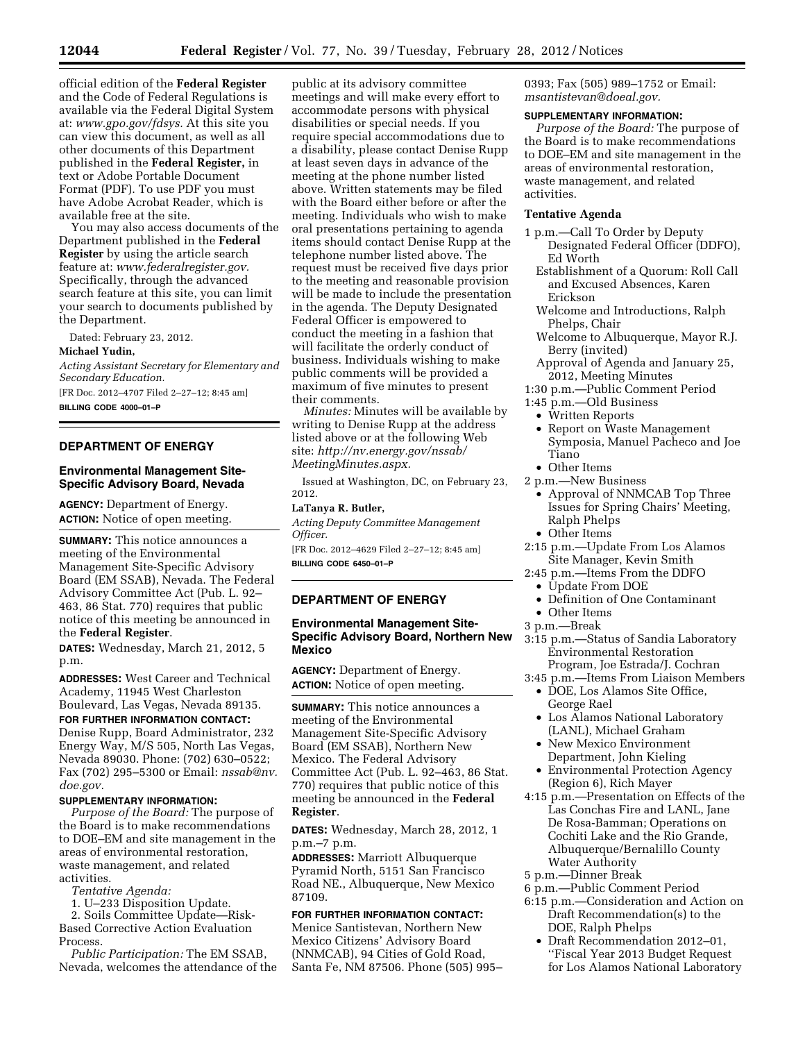official edition of the **Federal Register** and the Code of Federal Regulations is available via the Federal Digital System at: *www.gpo.gov/fdsys.* At this site you can view this document, as well as all other documents of this Department published in the **Federal Register,** in text or Adobe Portable Document Format (PDF). To use PDF you must have Adobe Acrobat Reader, which is available free at the site.

You may also access documents of the Department published in the **Federal Register** by using the article search feature at: *www.federalregister.gov.* Specifically, through the advanced search feature at this site, you can limit your search to documents published by the Department.

Dated: February 23, 2012.

**Michael Yudin,**

*Acting Assistant Secretary for Elementary and Secondary Education.*

[FR Doc. 2012–4707 Filed 2–27–12; 8:45 am]

**BILLING CODE 4000–01–P**

## DEPARTMENT OF ENERGY

### Environmental Management Site-Specific Advisory Board, Nevada

**AGENCY:** Department of Energy.

**ACTION:** Notice of open meeting.

**SUMMARY:** This notice announces a meeting of the Environmental Management Site-Specific Advisory Board (EM SSAB), Nevada. The Federal Advisory Committee Act (Pub. L. 92–463, 86 Stat. 770) requires that public notice of this meeting be announced in the **Federal Register**.

**DATES:** Wednesday, March 21, 2012, 5 p.m.

**ADDRESSES:** West Career and Technical Academy, 11945 West Charleston Boulevard, Las Vegas, Nevada 89135.

**FOR FURTHER INFORMATION CONTACT:** Denise Rupp, Board Administrator, 232 Energy Way, M/S 505, North Las Vegas, Nevada 89030. Phone: (702) 630–0522; Fax (702) 295–5300 or Email: *nssab@nv.doe.gov.*

**SUPPLEMENTARY INFORMATION:**

*Purpose of the Board:* The purpose of the Board is to make recommendations to DOE–EM and site management in the areas of environmental restoration, waste management, and related activities.

*Tentative Agenda:*

1. U–233 Disposition Update.
2. Soils Committee Update—Risk-Based Corrective Action Evaluation Process.

*Public Participation:* The EM SSAB, Nevada, welcomes the attendance of the public at its advisory committee meetings and will make every effort to accommodate persons with physical disabilities or special needs. If you require special accommodations due to a disability, please contact Denise Rupp at least seven days in advance of the meeting at the phone number listed above. Written statements may be filed with the Board either before or after the meeting. Individuals who wish to make oral presentations pertaining to agenda items should contact Denise Rupp at the telephone number listed above. The request must be received five days prior to the meeting and reasonable provision will be made to include the presentation in the agenda. The Deputy Designated Federal Officer is empowered to conduct the meeting in a fashion that will facilitate the orderly conduct of business. Individuals wishing to make public comments will be provided a maximum of five minutes to present their comments.

*Minutes:* Minutes will be available by writing to Denise Rupp at the address listed above or at the following Web site: *http://nv.energy.gov/nssab/MeetingMinutes.aspx.*

Issued at Washington, DC, on February 23, 2012.

**LaTanya R. Butler,**

*Acting Deputy Committee Management Officer.*

[FR Doc. 2012–4629 Filed 2–27–12; 8:45 am]

**BILLING CODE 6450–01–P**

## DEPARTMENT OF ENERGY

### Environmental Management Site-Specific Advisory Board, Northern New Mexico

**AGENCY:** Department of Energy.

**ACTION:** Notice of open meeting.

**SUMMARY:** This notice announces a meeting of the Environmental Management Site-Specific Advisory Board (EM SSAB), Northern New Mexico. The Federal Advisory Committee Act (Pub. L. 92–463, 86 Stat. 770) requires that public notice of this meeting be announced in the **Federal Register**.

**DATES:** Wednesday, March 28, 2012, 1 p.m.–7 p.m.

**ADDRESSES:** Marriott Albuquerque Pyramid North, 5151 San Francisco Road NE., Albuquerque, New Mexico 87109.

**FOR FURTHER INFORMATION CONTACT:** Menice Santistevan, Northern New Mexico Citizens' Advisory Board (NNMCAB), 94 Cities of Gold Road, Santa Fe, NM 87506. Phone (505) 995–0393; Fax (505) 989–1752 or Email: *msantistevan@doeal.gov.*

**SUPPLEMENTARY INFORMATION:**

*Purpose of the Board:* The purpose of the Board is to make recommendations to DOE–EM and site management in the areas of environmental restoration, waste management, and related activities.

**Tentative Agenda**

1 p.m.—Call To Order by Deputy Designated Federal Officer (DDFO), Ed Worth

Establishment of a Quorum: Roll Call and Excused Absences, Karen Erickson

Welcome and Introductions, Ralph Phelps, Chair

Welcome to Albuquerque, Mayor R.J. Berry (invited)

Approval of Agenda and January 25, 2012, Meeting Minutes

1:30 p.m.—Public Comment Period

1:45 p.m.—Old Business

- Written Reports
- Report on Waste Management Symposia, Manuel Pacheco and Joe Tiano
- Other Items

2 p.m.—New Business

- Approval of NNMCAB Top Three Issues for Spring Chairs' Meeting, Ralph Phelps
- Other Items

2:15 p.m.—Update From Los Alamos Site Manager, Kevin Smith

2:45 p.m.—Items From the DDFO

- Update From DOE
- Definition of One Contaminant
- Other Items

3 p.m.—Break

3:15 p.m.—Status of Sandia Laboratory Environmental Restoration Program, Joe Estrada/J. Cochran

3:45 p.m.—Items From Liaison Members

- DOE, Los Alamos Site Office, George Rael
- Los Alamos National Laboratory (LANL), Michael Graham
- New Mexico Environment Department, John Kieling
- Environmental Protection Agency (Region 6), Rich Mayer

4:15 p.m.—Presentation on Effects of the Las Conchas Fire and LANL, Jane De Rosa-Bamman; Operations on Cochiti Lake and the Rio Grande, Albuquerque/Bernalillo County Water Authority

5 p.m.—Dinner Break

6 p.m.—Public Comment Period

6:15 p.m.—Consideration and Action on Draft Recommendation(s) to the DOE, Ralph Phelps

- Draft Recommendation 2012–01, ''Fiscal Year 2013 Budget Request for Los Alamos National Laboratory